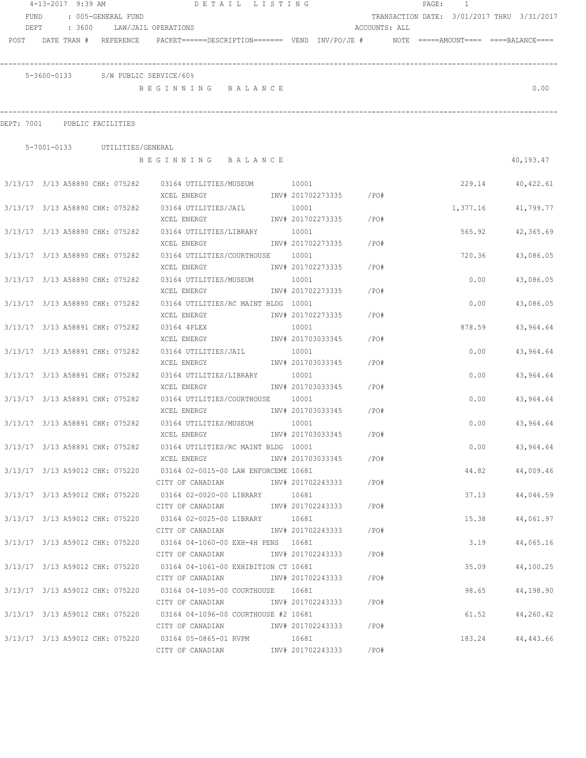4-13-2017 9:39 AM — DETAIL LISTING — PAGE: 1

FUND : 005-GENERAL FUND — TRANSACTION DATE: 3/01/2017 THRU 3/31/2017

DEPT : 3600 LAW/JAIL OPERATIONS — ACCOUNTS: ALL

| POST | DATE | TRAN # | REFERENCE | PACKET | DESCRIPTION | VEND | INV/PO/JE # | NOTE | AMOUNT | BALANCE |
|---|---|---|---|---|---|---|---|---|---|---|

**5-3600-0133 S/W PUBLIC SERVICE/60%**

BEGINNING BALANCE: 0.00

## DEPT: 7001 PUBLIC FACILITIES

**5-7001-0133 UTILITIES/GENERAL**

BEGINNING BALANCE: 40,193.47

| POST | DATE | TRAN # | REFERENCE | PACKET | DESCRIPTION | VEND | INV/PO/JE # | NOTE | AMOUNT | BALANCE |
|---|---|---|---|---|---|---|---|---|---|---|
| 3/13/17 | 3/13 | A58890 | CHK: 075282 | 03164 | UTILITIES/MUSEUM / XCEL ENERGY | 10001 | INV# 201702273335 /PO# | | 229.14 | 40,422.61 |
| 3/13/17 | 3/13 | A58890 | CHK: 075282 | 03164 | UTILITIES/JAIL / XCEL ENERGY | 10001 | INV# 201702273335 /PO# | | 1,377.16 | 41,799.77 |
| 3/13/17 | 3/13 | A58890 | CHK: 075282 | 03164 | UTILITIES/LIBRARY / XCEL ENERGY | 10001 | INV# 201702273335 /PO# | | 565.92 | 42,365.69 |
| 3/13/17 | 3/13 | A58890 | CHK: 075282 | 03164 | UTILITIES/COURTHOUSE / XCEL ENERGY | 10001 | INV# 201702273335 /PO# | | 720.36 | 43,086.05 |
| 3/13/17 | 3/13 | A58890 | CHK: 075282 | 03164 | UTILITIES/MUSEUM / XCEL ENERGY | 10001 | INV# 201702273335 /PO# | | 0.00 | 43,086.05 |
| 3/13/17 | 3/13 | A58890 | CHK: 075282 | 03164 | UTILITIES/RC MAINT BLDG / XCEL ENERGY | 10001 | INV# 201702273335 /PO# | | 0.00 | 43,086.05 |
| 3/13/17 | 3/13 | A58891 | CHK: 075282 | 03164 | 4PLEX / XCEL ENERGY | 10001 | INV# 201703033345 /PO# | | 878.59 | 43,964.64 |
| 3/13/17 | 3/13 | A58891 | CHK: 075282 | 03164 | UTILITIES/JAIL / XCEL ENERGY | 10001 | INV# 201703033345 /PO# | | 0.00 | 43,964.64 |
| 3/13/17 | 3/13 | A58891 | CHK: 075282 | 03164 | UTILITIES/LIBRARY / XCEL ENERGY | 10001 | INV# 201703033345 /PO# | | 0.00 | 43,964.64 |
| 3/13/17 | 3/13 | A58891 | CHK: 075282 | 03164 | UTILITIES/COURTHOUSE / XCEL ENERGY | 10001 | INV# 201703033345 /PO# | | 0.00 | 43,964.64 |
| 3/13/17 | 3/13 | A58891 | CHK: 075282 | 03164 | UTILITIES/MUSEUM / XCEL ENERGY | 10001 | INV# 201703033345 /PO# | | 0.00 | 43,964.64 |
| 3/13/17 | 3/13 | A58891 | CHK: 075282 | 03164 | UTILITIES/RC MAINT BLDG / XCEL ENERGY | 10001 | INV# 201703033345 /PO# | | 0.00 | 43,964.64 |
| 3/13/17 | 3/13 | A59012 | CHK: 075220 | 03164 | 02-0015-00 LAW ENFORCEME / CITY OF CANADIAN | 10681 | INV# 201702243333 /PO# | | 44.82 | 44,009.46 |
| 3/13/17 | 3/13 | A59012 | CHK: 075220 | 03164 | 02-0020-00 LIBRARY / CITY OF CANADIAN | 10681 | INV# 201702243333 /PO# | | 37.13 | 44,046.59 |
| 3/13/17 | 3/13 | A59012 | CHK: 075220 | 03164 | 02-0025-00 LIBRARY / CITY OF CANADIAN | 10681 | INV# 201702243333 /PO# | | 15.38 | 44,061.97 |
| 3/13/17 | 3/13 | A59012 | CHK: 075220 | 03164 | 04-1060-00 EXH-4H PENS / CITY OF CANADIAN | 10681 | INV# 201702243333 /PO# | | 3.19 | 44,065.16 |
| 3/13/17 | 3/13 | A59012 | CHK: 075220 | 03164 | 04-1061-00 EXHIBITION CT / CITY OF CANADIAN | 10681 | INV# 201702243333 /PO# | | 35.09 | 44,100.25 |
| 3/13/17 | 3/13 | A59012 | CHK: 075220 | 03164 | 04-1095-00 COURTHOUSE / CITY OF CANADIAN | 10681 | INV# 201702243333 /PO# | | 98.65 | 44,198.90 |
| 3/13/17 | 3/13 | A59012 | CHK: 075220 | 03164 | 04-1096-00 COURTHOUSE #2 / CITY OF CANADIAN | 10681 | INV# 201702243333 /PO# | | 61.52 | 44,260.42 |
| 3/13/17 | 3/13 | A59012 | CHK: 075220 | 03164 | 05-0865-01 RVPM / CITY OF CANADIAN | 10681 | INV# 201702243333 /PO# | | 183.24 | 44,443.66 |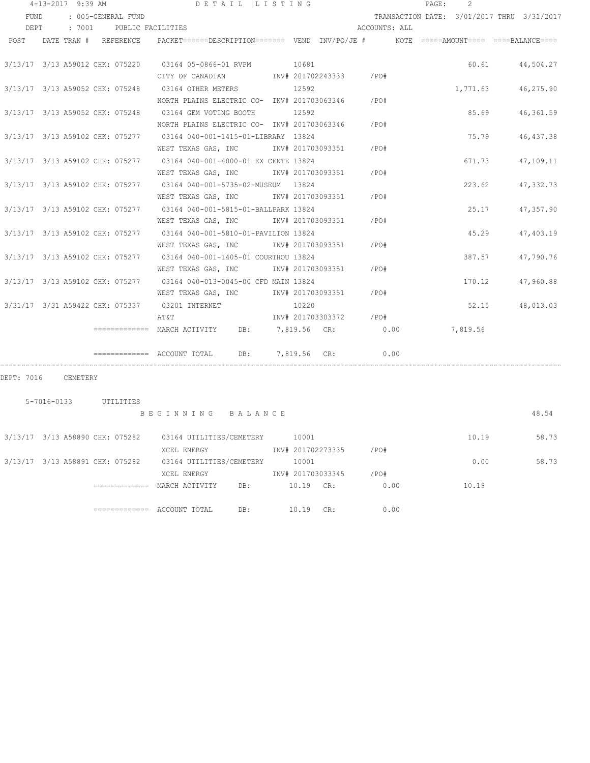4-13-2017 9:39 AM DETAIL LISTING

FUND : 005-GENERAL FUND TRANSACTION DATE: 3/01/2017 THRU 3/31/2017

DEPT : 7001 PUBLIC FACILITIES ACCOUNTS: ALL

| POST | DATE TRAN # | REFERENCE | PACKET======DESCRIPTION======= | VEND | INV/PO/JE # | NOTE | =====AMOUNT==== | ====BALANCE==== |
|---|---|---|---|---|---|---|---|---|
| 3/13/17 | 3/13 A59012 | CHK: 075220 | 03164 05-0866-01 RVPM | 10681 | | | 60.61 | 44,504.27 |
| | | | CITY OF CANADIAN | | INV# 201702243333 | /PO# | | |
| 3/13/17 | 3/13 A59052 | CHK: 075248 | 03164 OTHER METERS | 12592 | | | 1,771.63 | 46,275.90 |
| | | | NORTH PLAINS ELECTRIC CO- | | INV# 201703063346 | /PO# | | |
| 3/13/17 | 3/13 A59052 | CHK: 075248 | 03164 GEM VOTING BOOTH | 12592 | | | 85.69 | 46,361.59 |
| | | | NORTH PLAINS ELECTRIC CO- | | INV# 201703063346 | /PO# | | |
| 3/13/17 | 3/13 A59102 | CHK: 075277 | 03164 040-001-1415-01-LIBRARY | 13824 | | | 75.79 | 46,437.38 |
| | | | WEST TEXAS GAS, INC | | INV# 201703093351 | /PO# | | |
| 3/13/17 | 3/13 A59102 | CHK: 075277 | 03164 040-001-4000-01 EX CENTE | 13824 | | | 671.73 | 47,109.11 |
| | | | WEST TEXAS GAS, INC | | INV# 201703093351 | /PO# | | |
| 3/13/17 | 3/13 A59102 | CHK: 075277 | 03164 040-001-5735-02-MUSEUM | 13824 | | | 223.62 | 47,332.73 |
| | | | WEST TEXAS GAS, INC | | INV# 201703093351 | /PO# | | |
| 3/13/17 | 3/13 A59102 | CHK: 075277 | 03164 040-001-5815-01-BALLPARK | 13824 | | | 25.17 | 47,357.90 |
| | | | WEST TEXAS GAS, INC | | INV# 201703093351 | /PO# | | |
| 3/13/17 | 3/13 A59102 | CHK: 075277 | 03164 040-001-5810-01-PAVILION | 13824 | | | 45.29 | 47,403.19 |
| | | | WEST TEXAS GAS, INC | | INV# 201703093351 | /PO# | | |
| 3/13/17 | 3/13 A59102 | CHK: 075277 | 03164 040-001-1405-01 COURTHOU | 13824 | | | 387.57 | 47,790.76 |
| | | | WEST TEXAS GAS, INC | | INV# 201703093351 | /PO# | | |
| 3/13/17 | 3/13 A59102 | CHK: 075277 | 03164 040-013-0045-00 CFD MAIN | 13824 | | | 170.12 | 47,960.88 |
| | | | WEST TEXAS GAS, INC | | INV# 201703093351 | /PO# | | |
| 3/31/17 | 3/31 A59422 | CHK: 075337 | 03201 INTERNET | 10220 | | | 52.15 | 48,013.03 |
| | | | AT&T | | INV# 201703303372 | /PO# | | |

============= MARCH ACTIVITY DB: 7,819.56 CR: 0.00 7,819.56

============= ACCOUNT TOTAL DB: 7,819.56 CR: 0.00

DEPT: 7016 CEMETERY

5-7016-0133 UTILITIES

B E G I N N I N G B A L A N C E 48.54

| POST | DATE TRAN # | REFERENCE | PACKET======DESCRIPTION======= | VEND | INV/PO/JE # | NOTE | =====AMOUNT==== | ====BALANCE==== |
|---|---|---|---|---|---|---|---|---|
| 3/13/17 | 3/13 A58890 | CHK: 075282 | 03164 UTILITIES/CEMETERY | 10001 | | | 10.19 | 58.73 |
| | | | XCEL ENERGY | | INV# 201702273335 | /PO# | | |
| 3/13/17 | 3/13 A58891 | CHK: 075282 | 03164 UTILITIES/CEMETERY | 10001 | | | 0.00 | 58.73 |
| | | | XCEL ENERGY | | INV# 201703033345 | /PO# | | |

============= MARCH ACTIVITY DB: 10.19 CR: 0.00 10.19

============= ACCOUNT TOTAL DB: 10.19 CR: 0.00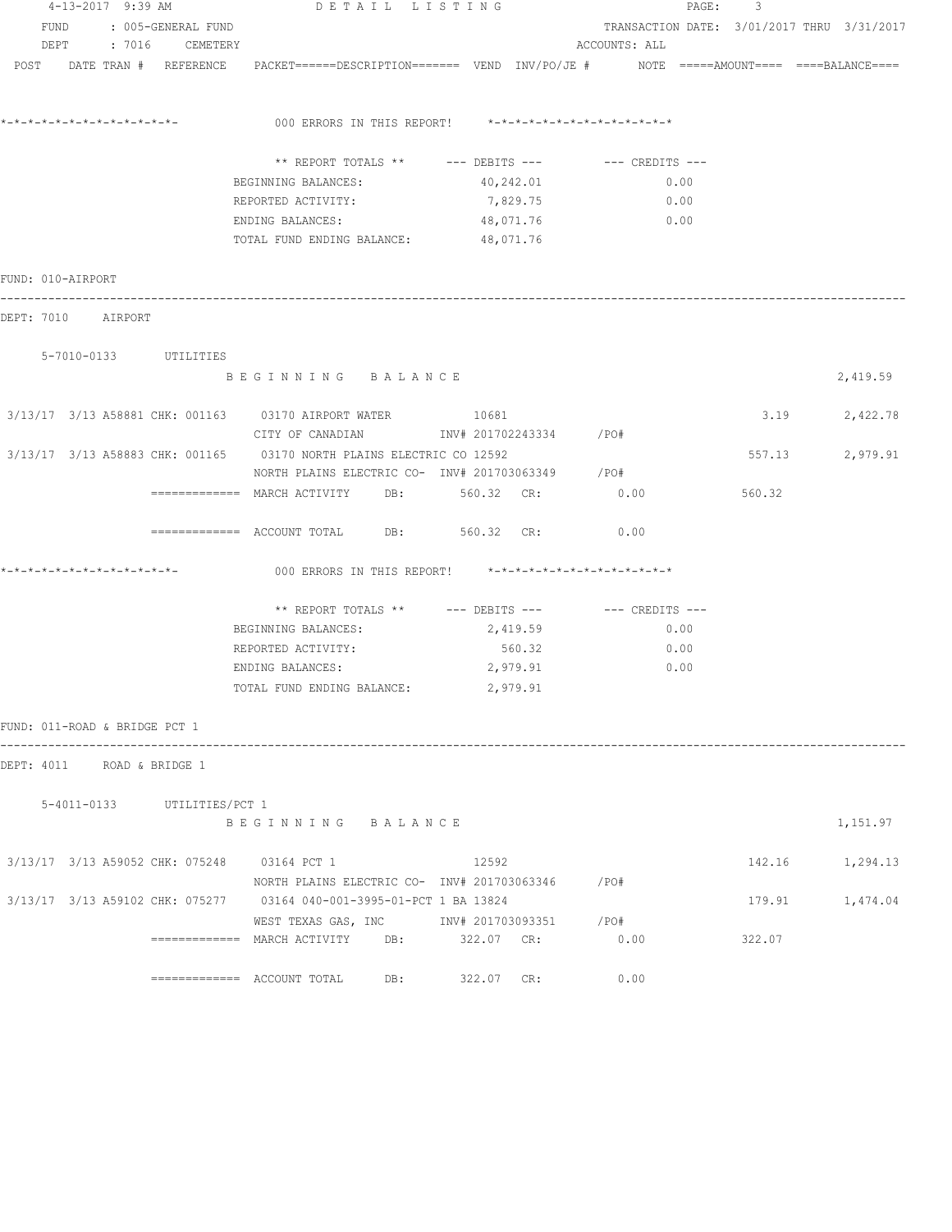4-13-2017 9:39 AM DETAIL LISTING

FUND : 005-GENERAL FUND TRANSACTION DATE: 3/01/2017 THRU 3/31/2017
DEPT : 7016 CEMETERY ACCOUNTS: ALL

POST DATE TRAN # REFERENCE PACKET======DESCRIPTION======= VEND INV/PO/JE # NOTE =====AMOUNT==== ====BALANCE====

*-*-*-*-*-*-*-*-*-*-*-*-*-*- 000 ERRORS IN THIS REPORT! *-*-*-*-*-*-*-*-*-*-*-*-*-*

| ** REPORT TOTALS ** | --- DEBITS --- | --- CREDITS --- |
|---|---|---|
| BEGINNING BALANCES: | 40,242.01 | 0.00 |
| REPORTED ACTIVITY: | 7,829.75 | 0.00 |
| ENDING BALANCES: | 48,071.76 | 0.00 |
| TOTAL FUND ENDING BALANCE: | 48,071.76 | |

FUND: 010-AIRPORT

DEPT: 7010 AIRPORT

5-7010-0133 UTILITIES

BEGINNING BALANCE 2,419.59

| POST | DATE | TRAN # | REFERENCE | PACKET / DESCRIPTION | VEND | INV/PO/JE # | AMOUNT | BALANCE |
|---|---|---|---|---|---|---|---|---|
| 3/13/17 | 3/13 | A58881 | CHK: 001163 | 03170 AIRPORT WATER | 10681 | | 3.19 | 2,422.78 |
| | | | | CITY OF CANADIAN | | INV# 201702243334 /PO# | | |
| 3/13/17 | 3/13 | A58883 | CHK: 001165 | 03170 NORTH PLAINS ELECTRIC CO | 12592 | | 557.13 | 2,979.91 |
| | | | | NORTH PLAINS ELECTRIC CO- | | INV# 201703063349 /PO# | | |

============= MARCH ACTIVITY DB: 560.32 CR: 0.00 560.32

============= ACCOUNT TOTAL DB: 560.32 CR: 0.00

*-*-*-*-*-*-*-*-*-*-*-*-*-*- 000 ERRORS IN THIS REPORT! *-*-*-*-*-*-*-*-*-*-*-*-*-*

| ** REPORT TOTALS ** | --- DEBITS --- | --- CREDITS --- |
|---|---|---|
| BEGINNING BALANCES: | 2,419.59 | 0.00 |
| REPORTED ACTIVITY: | 560.32 | 0.00 |
| ENDING BALANCES: | 2,979.91 | 0.00 |
| TOTAL FUND ENDING BALANCE: | 2,979.91 | |

FUND: 011-ROAD & BRIDGE PCT 1

DEPT: 4011 ROAD & BRIDGE 1

5-4011-0133 UTILITIES/PCT 1

BEGINNING BALANCE 1,151.97

| POST | DATE | TRAN # | REFERENCE | PACKET / DESCRIPTION | VEND | INV/PO/JE # | AMOUNT | BALANCE |
|---|---|---|---|---|---|---|---|---|
| 3/13/17 | 3/13 | A59052 | CHK: 075248 | 03164 PCT 1 | 12592 | | 142.16 | 1,294.13 |
| | | | | NORTH PLAINS ELECTRIC CO- | | INV# 201703063346 /PO# | | |
| 3/13/17 | 3/13 | A59102 | CHK: 075277 | 03164 040-001-3995-01-PCT 1 BA | 13824 | | 179.91 | 1,474.04 |
| | | | | WEST TEXAS GAS, INC | | INV# 201703093351 /PO# | | |

============= MARCH ACTIVITY DB: 322.07 CR: 0.00 322.07

============= ACCOUNT TOTAL DB: 322.07 CR: 0.00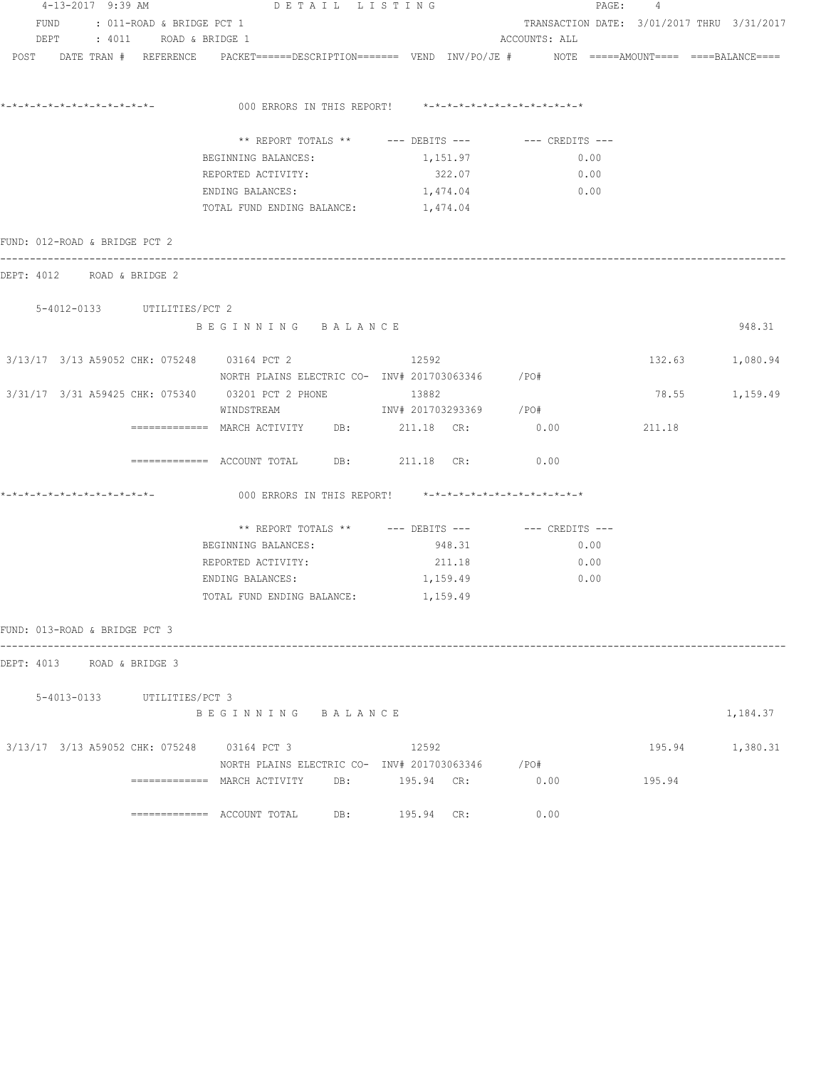4-13-2017 9:39 AM — DETAIL LISTING

FUND : 011-ROAD & BRIDGE PCT 1 — TRANSACTION DATE: 3/01/2017 THRU 3/31/2017

DEPT : 4011 ROAD & BRIDGE 1 — ACCOUNTS: ALL

POST DATE TRAN # REFERENCE PACKET======DESCRIPTION======= VEND INV/PO/JE # NOTE =====AMOUNT==== ====BALANCE====

*-*-*-*-*-*-*-*-*-*-*-*-*-*- 000 ERRORS IN THIS REPORT! *-*-*-*-*-*-*-*-*-*-*-*-*-*

| ** REPORT TOTALS ** | --- DEBITS --- | --- CREDITS --- |
|---|---|---|
| BEGINNING BALANCES: | 1,151.97 | 0.00 |
| REPORTED ACTIVITY: | 322.07 | 0.00 |
| ENDING BALANCES: | 1,474.04 | 0.00 |
| TOTAL FUND ENDING BALANCE: | 1,474.04 | |

FUND: 012-ROAD & BRIDGE PCT 2

DEPT: 4012 ROAD & BRIDGE 2

5-4012-0133 UTILITIES/PCT 2

| POST | DATE | TRAN # | REFERENCE | PACKET / DESCRIPTION | VEND | INV/PO/JE # | AMOUNT | BALANCE |
|---|---|---|---|---|---|---|---|---|
| | | | | BEGINNING BALANCE | | | | 948.31 |
| 3/13/17 | 3/13 | A59052 | CHK: 075248 | 03164 PCT 2 / NORTH PLAINS ELECTRIC CO- | 12592 | INV# 201703063346 /PO# | 132.63 | 1,080.94 |
| 3/31/17 | 3/31 | A59425 | CHK: 075340 | 03201 PCT 2 PHONE / WINDSTREAM | 13882 | INV# 201703293369 /PO# | 78.55 | 1,159.49 |

============= MARCH ACTIVITY DB: 211.18 CR: 0.00 211.18

============= ACCOUNT TOTAL DB: 211.18 CR: 0.00

*-*-*-*-*-*-*-*-*-*-*-*-*-*- 000 ERRORS IN THIS REPORT! *-*-*-*-*-*-*-*-*-*-*-*-*-*

| ** REPORT TOTALS ** | --- DEBITS --- | --- CREDITS --- |
|---|---|---|
| BEGINNING BALANCES: | 948.31 | 0.00 |
| REPORTED ACTIVITY: | 211.18 | 0.00 |
| ENDING BALANCES: | 1,159.49 | 0.00 |
| TOTAL FUND ENDING BALANCE: | 1,159.49 | |

FUND: 013-ROAD & BRIDGE PCT 3

DEPT: 4013 ROAD & BRIDGE 3

5-4013-0133 UTILITIES/PCT 3

| POST | DATE | TRAN # | REFERENCE | PACKET / DESCRIPTION | VEND | INV/PO/JE # | AMOUNT | BALANCE |
|---|---|---|---|---|---|---|---|---|
| | | | | BEGINNING BALANCE | | | | 1,184.37 |
| 3/13/17 | 3/13 | A59052 | CHK: 075248 | 03164 PCT 3 / NORTH PLAINS ELECTRIC CO- | 12592 | INV# 201703063346 /PO# | 195.94 | 1,380.31 |

============= MARCH ACTIVITY DB: 195.94 CR: 0.00 195.94

============= ACCOUNT TOTAL DB: 195.94 CR: 0.00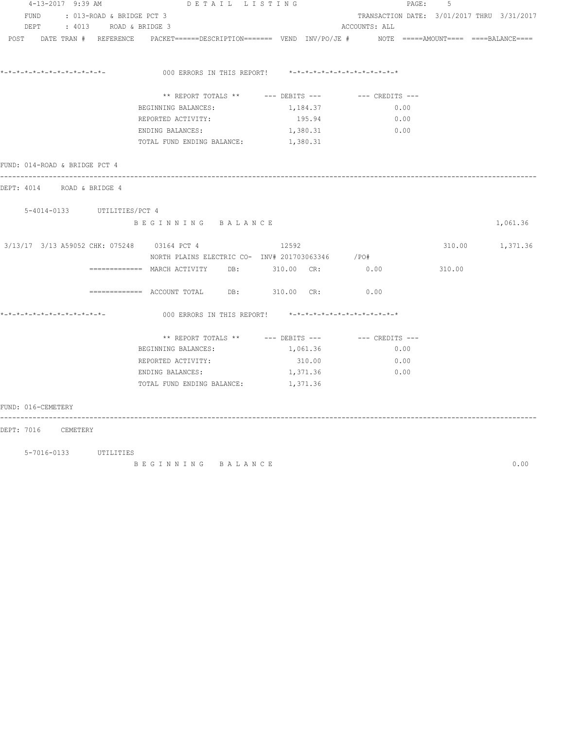FUND : 013-ROAD & BRIDGE PCT 3  TRANSACTION DATE: 3/01/2017 THRU 3/31/2017
DEPT : 4013 ROAD & BRIDGE 3  ACCOUNTS: ALL

POST DATE TRAN # REFERENCE PACKET======DESCRIPTION======= VEND INV/PO/JE # NOTE =====AMOUNT==== ====BALANCE====

*-*-*-*-*-*-*-*-*-*-*-*-*-  000 ERRORS IN THIS REPORT!  *-*-*-*-*-*-*-*-*-*-*-*-*-*

| ** REPORT TOTALS ** | --- DEBITS --- | --- CREDITS --- |
|---|---|---|
| BEGINNING BALANCES: | 1,184.37 | 0.00 |
| REPORTED ACTIVITY: | 195.94 | 0.00 |
| ENDING BALANCES: | 1,380.31 | 0.00 |
| TOTAL FUND ENDING BALANCE: | 1,380.31 | |

FUND: 014-ROAD & BRIDGE PCT 4

DEPT: 4014 ROAD & BRIDGE 4

5-4014-0133 UTILITIES/PCT 4

B E G I N N I N G B A L A N C E  1,061.36

3/13/17 3/13 A59052 CHK: 075248 03164 PCT 4 12592  310.00  1,371.36
NORTH PLAINS ELECTRIC CO- INV# 201703063346 /PO#

============= MARCH ACTIVITY DB: 310.00 CR: 0.00  310.00

============= ACCOUNT TOTAL DB: 310.00 CR: 0.00

*-*-*-*-*-*-*-*-*-*-*-*-*-  000 ERRORS IN THIS REPORT!  *-*-*-*-*-*-*-*-*-*-*-*-*-*

| ** REPORT TOTALS ** | --- DEBITS --- | --- CREDITS --- |
|---|---|---|
| BEGINNING BALANCES: | 1,061.36 | 0.00 |
| REPORTED ACTIVITY: | 310.00 | 0.00 |
| ENDING BALANCES: | 1,371.36 | 0.00 |
| TOTAL FUND ENDING BALANCE: | 1,371.36 | |

FUND: 016-CEMETERY

DEPT: 7016 CEMETERY

5-7016-0133 UTILITIES

B E G I N N I N G B A L A N C E  0.00